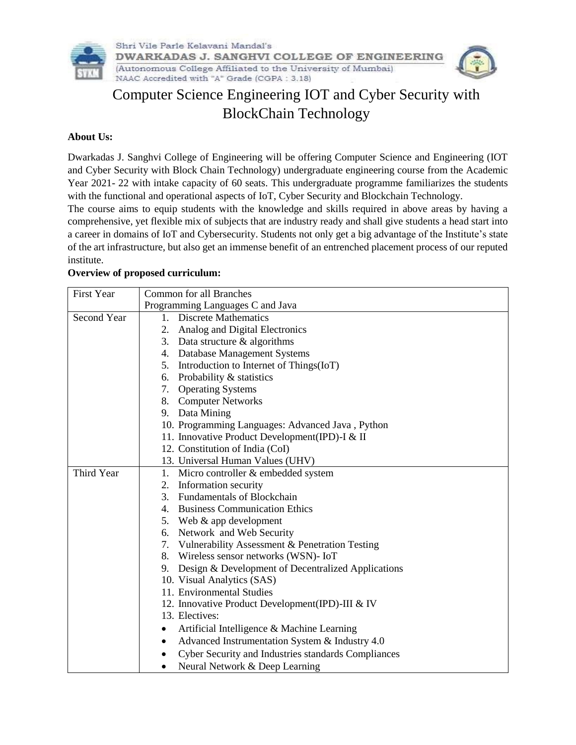Shri Vile Parle Kelavani Mandal's
**DWARKADAS J. SANGHVI COLLEGE OF ENGINEERING**
(Autonomous College Affiliated to the University of Mumbai)
NAAC Accredited with "A" Grade (CGPA : 3.18)

# Computer Science Engineering IOT and Cyber Security with BlockChain Technology

**About Us:**

Dwarkadas J. Sanghvi College of Engineering will be offering Computer Science and Engineering (IOT and Cyber Security with Block Chain Technology) undergraduate engineering course from the Academic Year 2021- 22 with intake capacity of 60 seats. This undergraduate programme familiarizes the students with the functional and operational aspects of IoT, Cyber Security and Blockchain Technology.

The course aims to equip students with the knowledge and skills required in above areas by having a comprehensive, yet flexible mix of subjects that are industry ready and shall give students a head start into a career in domains of IoT and Cybersecurity. Students not only get a big advantage of the Institute's state of the art infrastructure, but also get an immense benefit of an entrenched placement process of our reputed institute.

**Overview of proposed curriculum:**

| | |
|---|---|
| First Year | Common for all Branches<br>Programming Languages C and Java |
| Second Year | 1. Discrete Mathematics<br>2. Analog and Digital Electronics<br>3. Data structure & algorithms<br>4. Database Management Systems<br>5. Introduction to Internet of Things(IoT)<br>6. Probability & statistics<br>7. Operating Systems<br>8. Computer Networks<br>9. Data Mining<br>10. Programming Languages: Advanced Java , Python<br>11. Innovative Product Development(IPD)-I & II<br>12. Constitution of India (CoI)<br>13. Universal Human Values (UHV) |
| Third Year | 1. Micro controller & embedded system<br>2. Information security<br>3. Fundamentals of Blockchain<br>4. Business Communication Ethics<br>5. Web & app development<br>6. Network and Web Security<br>7. Vulnerability Assessment & Penetration Testing<br>8. Wireless sensor networks (WSN)- IoT<br>9. Design & Development of Decentralized Applications<br>10. Visual Analytics (SAS)<br>11. Environmental Studies<br>12. Innovative Product Development(IPD)-III & IV<br>13. Electives:<br>• Artificial Intelligence & Machine Learning<br>• Advanced Instrumentation System & Industry 4.0<br>• Cyber Security and Industries standards Compliances<br>• Neural Network & Deep Learning |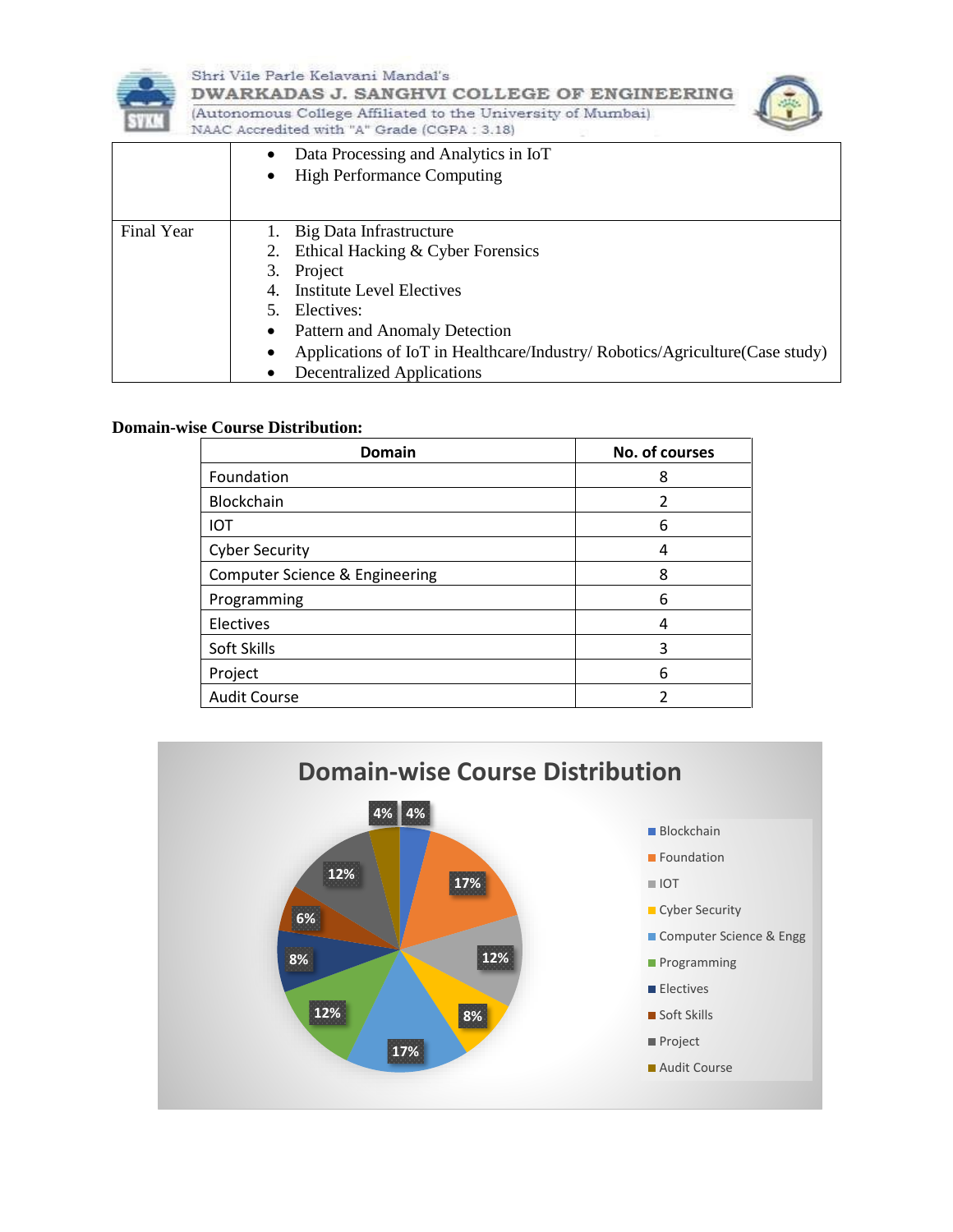| | |
|---|---|
| | • Data Processing and Analytics in IoT<br>• High Performance Computing |
| Final Year | 1. Big Data Infrastructure<br>2. Ethical Hacking & Cyber Forensics<br>3. Project<br>4. Institute Level Electives<br>5. Electives:<br>• Pattern and Anomaly Detection<br>• Applications of IoT in Healthcare/Industry/ Robotics/Agriculture(Case study)<br>• Decentralized Applications |

**Domain-wise Course Distribution:**

| Domain | No. of courses |
|---|---|
| Foundation | 8 |
| Blockchain | 2 |
| IOT | 6 |
| Cyber Security | 4 |
| Computer Science & Engineering | 8 |
| Programming | 6 |
| Electives | 4 |
| Soft Skills | 3 |
| Project | 6 |
| Audit Course | 2 |

**Domain-wise Course Distribution**

| Domain | Percentage |
|---|---|
| Blockchain | 4% |
| Foundation | 17% |
| IOT | 12% |
| Cyber Security | 8% |
| Computer Science & Engg | 17% |
| Programming | 12% |
| Electives | 8% |
| Soft Skills | 6% |
| Project | 12% |
| Audit Course | 4% |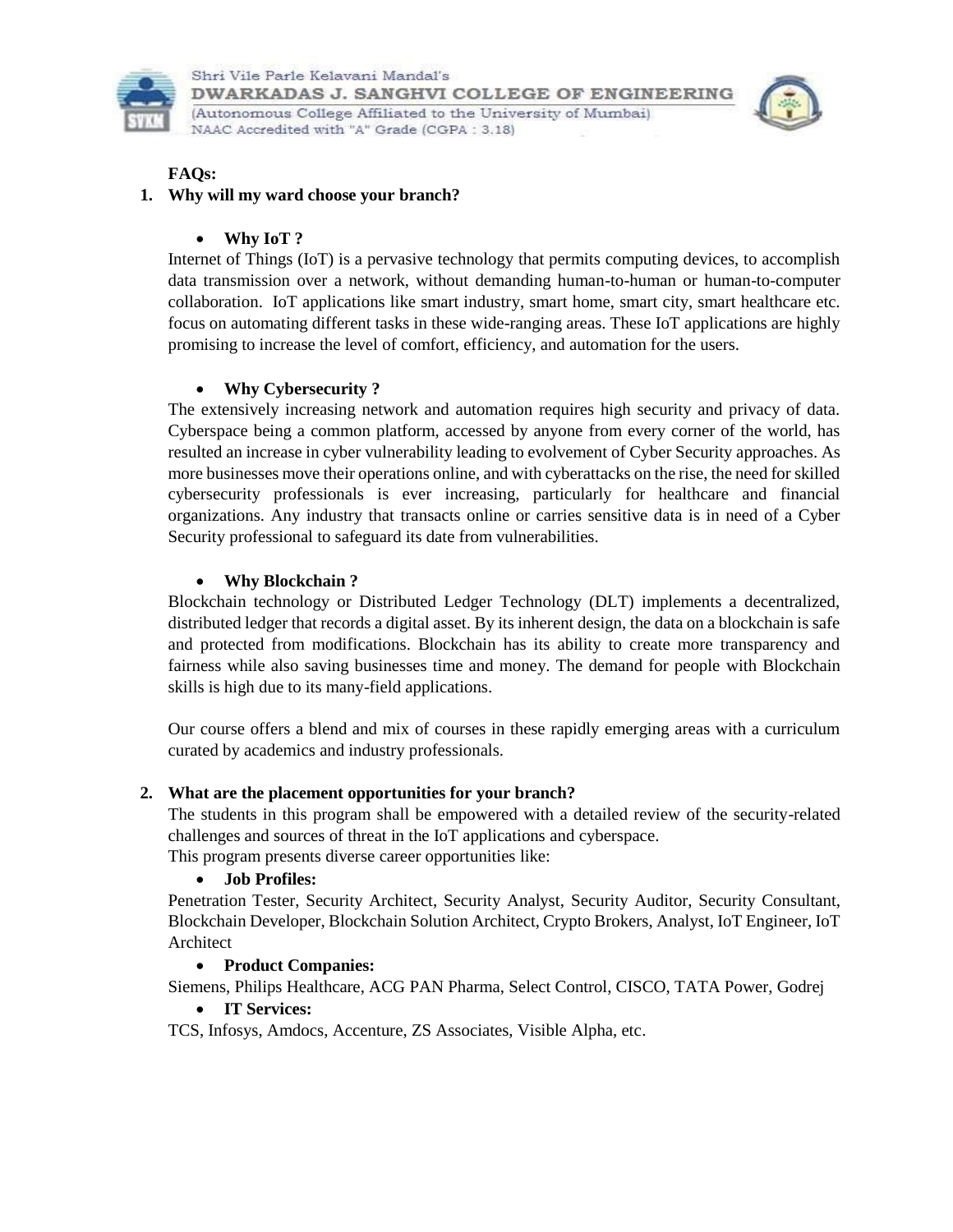**FAQs:**

1. **Why will my ward choose your branch?**

   - **Why IoT ?**

   Internet of Things (IoT) is a pervasive technology that permits computing devices, to accomplish data transmission over a network, without demanding human-to-human or human-to-computer collaboration. IoT applications like smart industry, smart home, smart city, smart healthcare etc. focus on automating different tasks in these wide-ranging areas. These IoT applications are highly promising to increase the level of comfort, efficiency, and automation for the users.

   - **Why Cybersecurity ?**

   The extensively increasing network and automation requires high security and privacy of data. Cyberspace being a common platform, accessed by anyone from every corner of the world, has resulted an increase in cyber vulnerability leading to evolvement of Cyber Security approaches. As more businesses move their operations online, and with cyberattacks on the rise, the need for skilled cybersecurity professionals is ever increasing, particularly for healthcare and financial organizations. Any industry that transacts online or carries sensitive data is in need of a Cyber Security professional to safeguard its date from vulnerabilities.

   - **Why Blockchain ?**

   Blockchain technology or Distributed Ledger Technology (DLT) implements a decentralized, distributed ledger that records a digital asset. By its inherent design, the data on a blockchain is safe and protected from modifications. Blockchain has its ability to create more transparency and fairness while also saving businesses time and money. The demand for people with Blockchain skills is high due to its many-field applications.

   Our course offers a blend and mix of courses in these rapidly emerging areas with a curriculum curated by academics and industry professionals.

2. **What are the placement opportunities for your branch?**

   The students in this program shall be empowered with a detailed review of the security-related challenges and sources of threat in the IoT applications and cyberspace.
   This program presents diverse career opportunities like:

   - **Job Profiles:**

   Penetration Tester, Security Architect, Security Analyst, Security Auditor, Security Consultant, Blockchain Developer, Blockchain Solution Architect, Crypto Brokers, Analyst, IoT Engineer, IoT Architect

   - **Product Companies:**

   Siemens, Philips Healthcare, ACG PAN Pharma, Select Control, CISCO, TATA Power, Godrej

   - **IT Services:**

   TCS, Infosys, Amdocs, Accenture, ZS Associates, Visible Alpha, etc.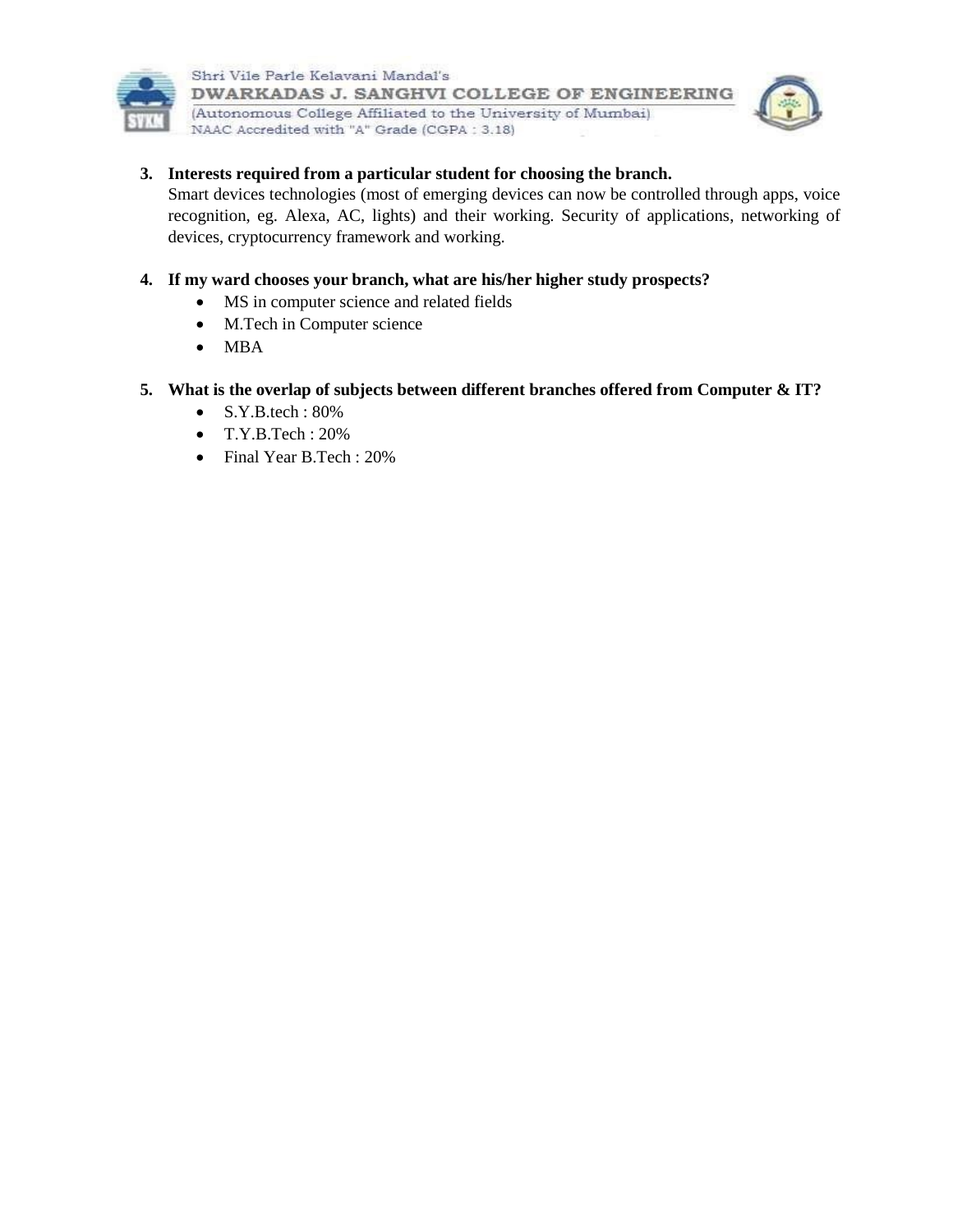3. **Interests required from a particular student for choosing the branch.**

   Smart devices technologies (most of emerging devices can now be controlled through apps, voice recognition, eg. Alexa, AC, lights) and their working. Security of applications, networking of devices, cryptocurrency framework and working.

4. **If my ward chooses your branch, what are his/her higher study prospects?**
   - MS in computer science and related fields
   - M.Tech in Computer science
   - MBA

5. **What is the overlap of subjects between different branches offered from Computer & IT?**
   - S.Y.B.tech : 80%
   - T.Y.B.Tech : 20%
   - Final Year B.Tech : 20%